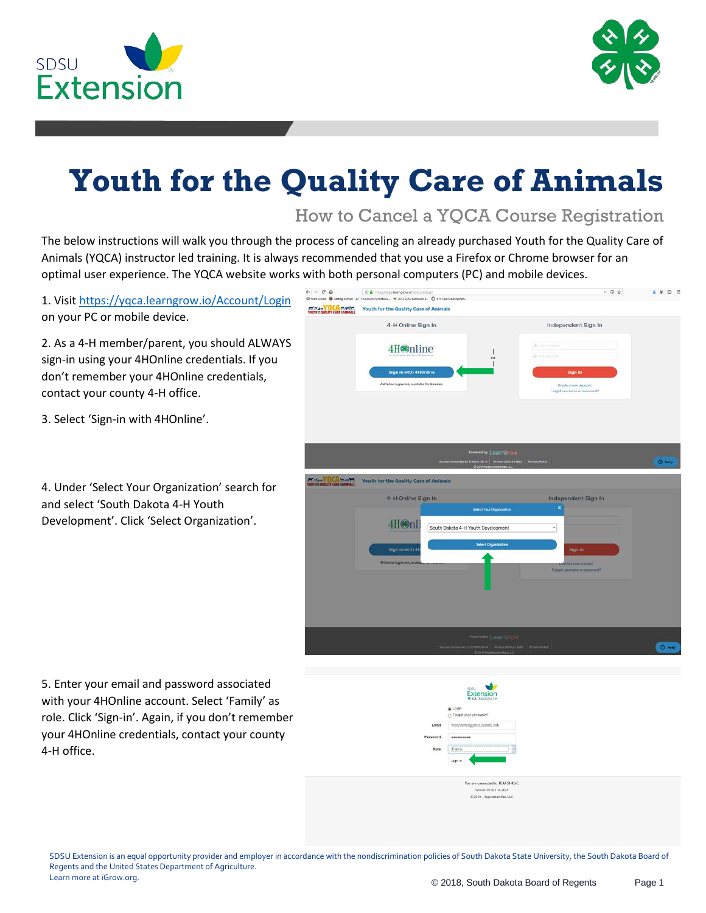# Youth for the Quality Care of Animals

## How to Cancel a YQCA Course Registration

The below instructions will walk you through the process of canceling an already purchased Youth for the Quality Care of Animals (YQCA) instructor led training. It is always recommended that you use a Firefox or Chrome browser for an optimal user experience. The YQCA website works with both personal computers (PC) and mobile devices.

1. Visit https://yqca.learngrow.io/Account/Login on your PC or mobile device.

2. As a 4-H member/parent, you should ALWAYS sign-in using your 4HOnline credentials. If you don't remember your 4HOnline credentials, contact your county 4-H office.

3. Select 'Sign-in with 4HOnline'.

4. Under 'Select Your Organization' search for and select 'South Dakota 4-H Youth Development'. Click 'Select Organization'.

5. Enter your email and password associated with your 4HOnline account. Select 'Family' as role. Click 'Sign-in'. Again, if you don't remember your 4HOnline credentials, contact your county 4-H office.

SDSU Extension is an equal opportunity provider and employer in accordance with the nondiscrimination policies of South Dakota State University, the South Dakota Board of Regents and the United States Department of Agriculture.
Learn more at iGrow.org.

© 2018, South Dakota Board of Regents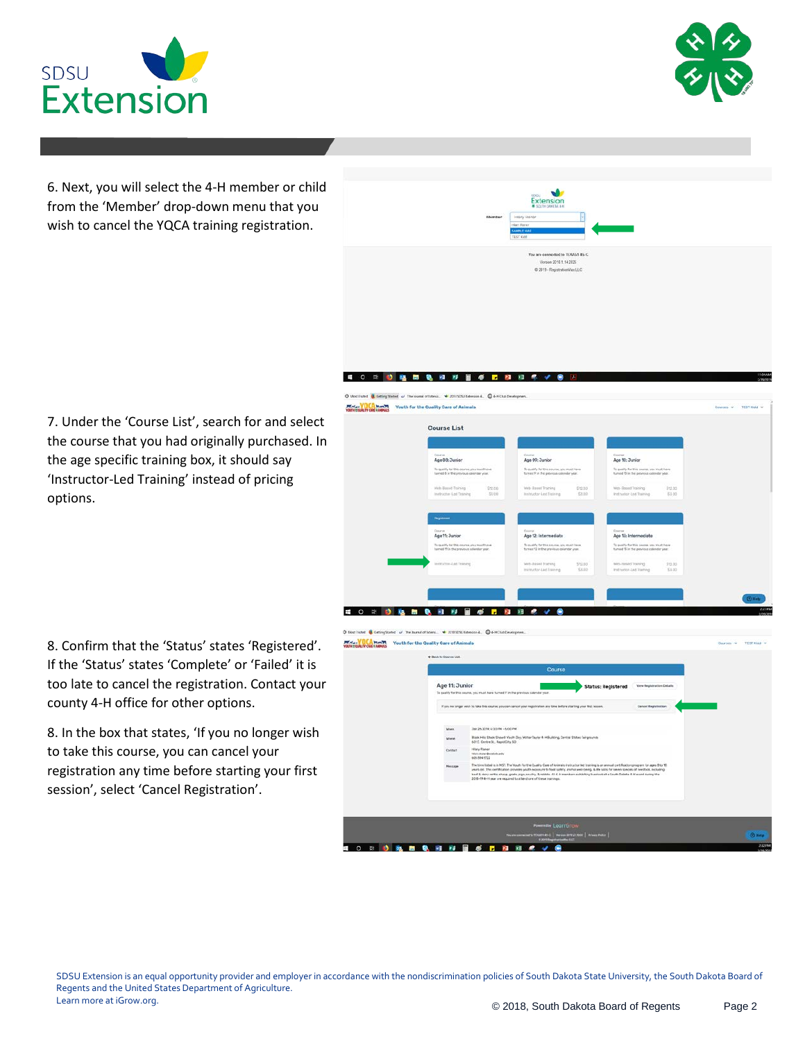6. Next, you will select the 4-H member or child from the 'Member' drop-down menu that you wish to cancel the YQCA training registration.

7. Under the 'Course List', search for and select the course that you had originally purchased. In the age specific training box, it should say 'Instructor-Led Training' instead of pricing options.

8. Confirm that the 'Status' states 'Registered'. If the 'Status' states 'Complete' or 'Failed' it is too late to cancel the registration. Contact your county 4-H office for other options.

8. In the box that states, 'If you no longer wish to take this course, you can cancel your registration any time before starting your first session', select 'Cancel Registration'.

SDSU Extension is an equal opportunity provider and employer in accordance with the nondiscrimination policies of South Dakota State University, the South Dakota Board of Regents and the United States Department of Agriculture.
Learn more at iGrow.org.

© 2018, South Dakota Board of Regents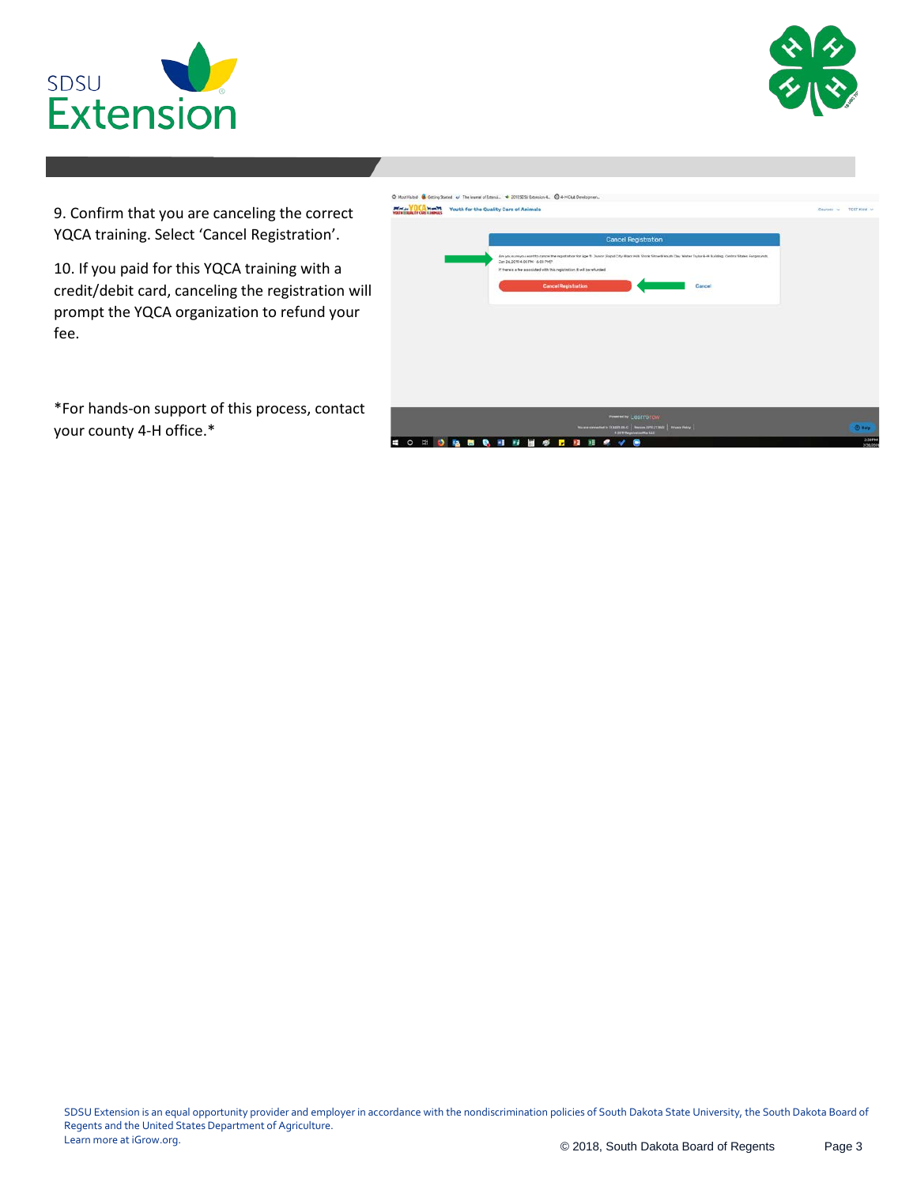9. Confirm that you are canceling the correct YQCA training. Select ‘Cancel Registration’.

10. If you paid for this YQCA training with a credit/debit card, canceling the registration will prompt the YQCA organization to refund your fee.

*For hands-on support of this process, contact your county 4-H office.*

SDSU Extension is an equal opportunity provider and employer in accordance with the nondiscrimination policies of South Dakota State University, the South Dakota Board of Regents and the United States Department of Agriculture.
Learn more at iGrow.org.

© 2018, South Dakota Board of Regents